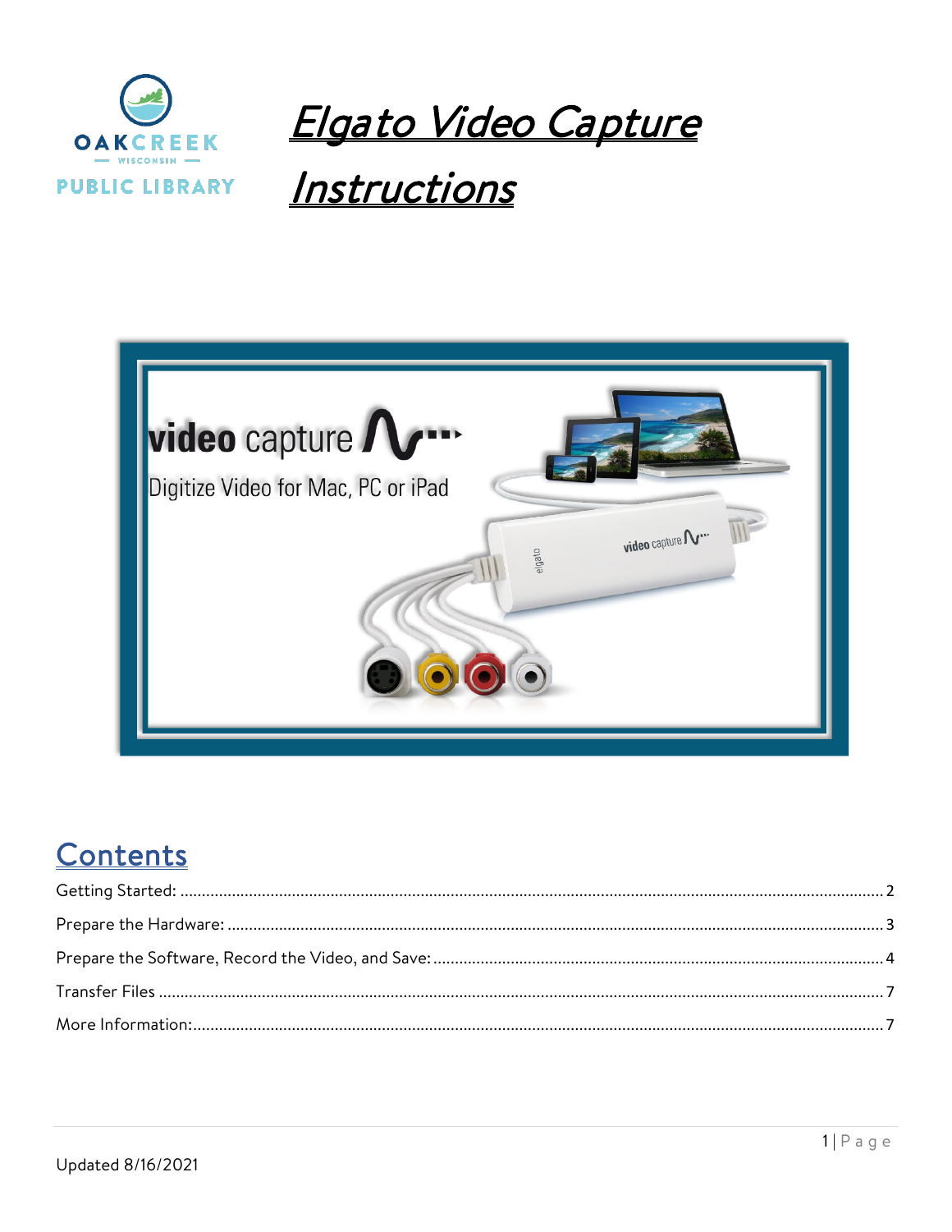# Elgato Video Capture Instructions

## Contents

Getting Started: ........................................ 2

Prepare the Hardware: ........................................ 3

Prepare the Software, Record the Video, and Save: ........................................ 4

Transfer Files ........................................ 7

More Information: ........................................ 7

Updated 8/16/2021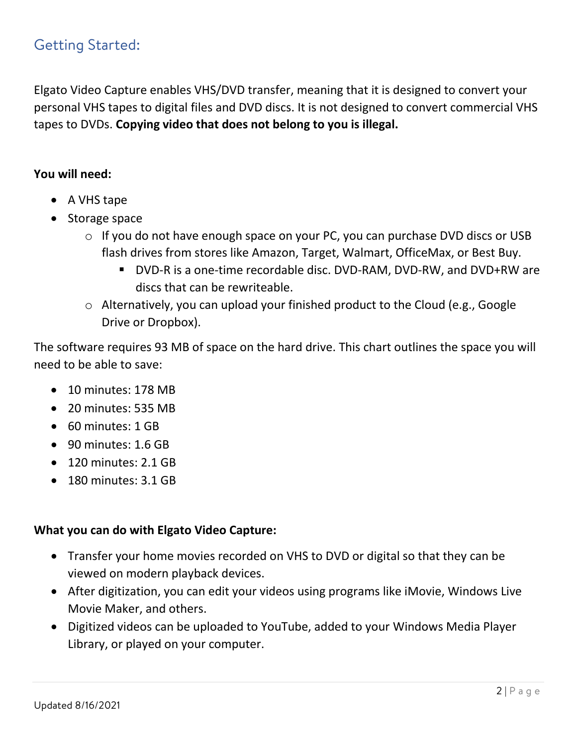## Getting Started:

Elgato Video Capture enables VHS/DVD transfer, meaning that it is designed to convert your personal VHS tapes to digital files and DVD discs. It is not designed to convert commercial VHS tapes to DVDs. **Copying video that does not belong to you is illegal.**

**You will need:**

- A VHS tape
- Storage space
  - If you do not have enough space on your PC, you can purchase DVD discs or USB flash drives from stores like Amazon, Target, Walmart, OfficeMax, or Best Buy.
    - DVD-R is a one-time recordable disc. DVD-RAM, DVD-RW, and DVD+RW are discs that can be rewriteable.
  - Alternatively, you can upload your finished product to the Cloud (e.g., Google Drive or Dropbox).

The software requires 93 MB of space on the hard drive. This chart outlines the space you will need to be able to save:

- 10 minutes: 178 MB
- 20 minutes: 535 MB
- 60 minutes: 1 GB
- 90 minutes: 1.6 GB
- 120 minutes: 2.1 GB
- 180 minutes: 3.1 GB

**What you can do with Elgato Video Capture:**

- Transfer your home movies recorded on VHS to DVD or digital so that they can be viewed on modern playback devices.
- After digitization, you can edit your videos using programs like iMovie, Windows Live Movie Maker, and others.
- Digitized videos can be uploaded to YouTube, added to your Windows Media Player Library, or played on your computer.

Updated 8/16/2021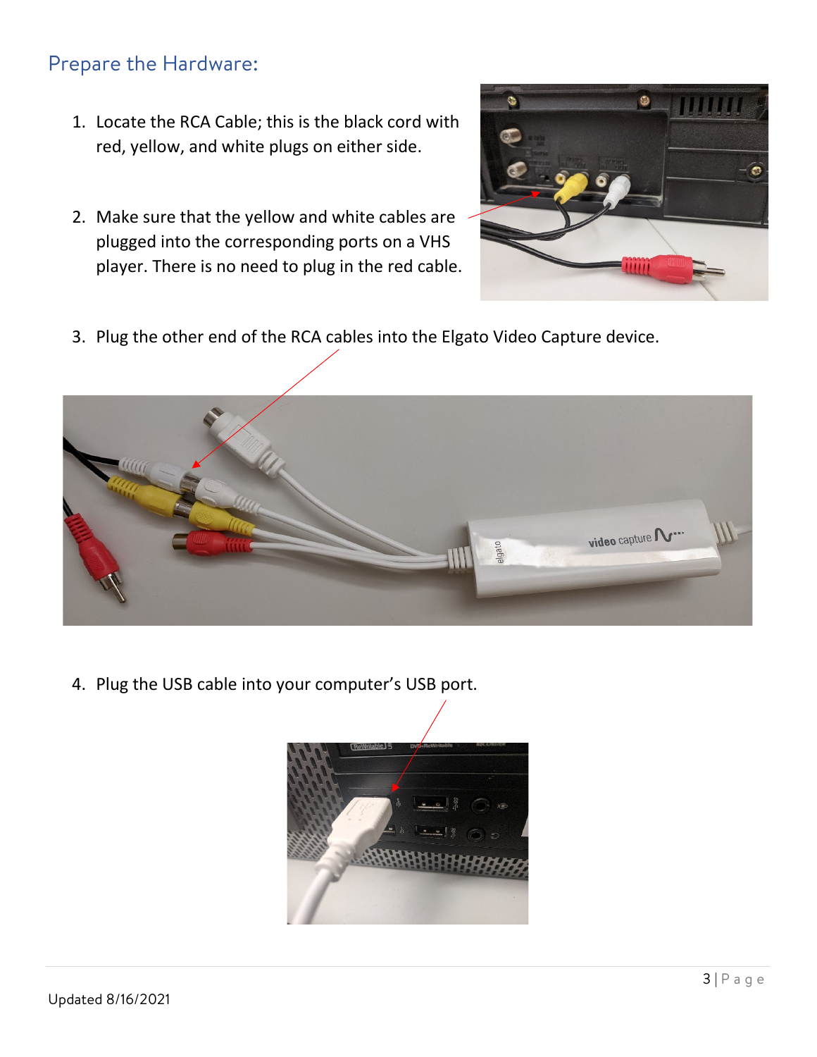## Prepare the Hardware:

1. Locate the RCA Cable; this is the black cord with red, yellow, and white plugs on either side.
2. Make sure that the yellow and white cables are plugged into the corresponding ports on a VHS player. There is no need to plug in the red cable.
3. Plug the other end of the RCA cables into the Elgato Video Capture device.
4. Plug the USB cable into your computer's USB port.

Updated 8/16/2021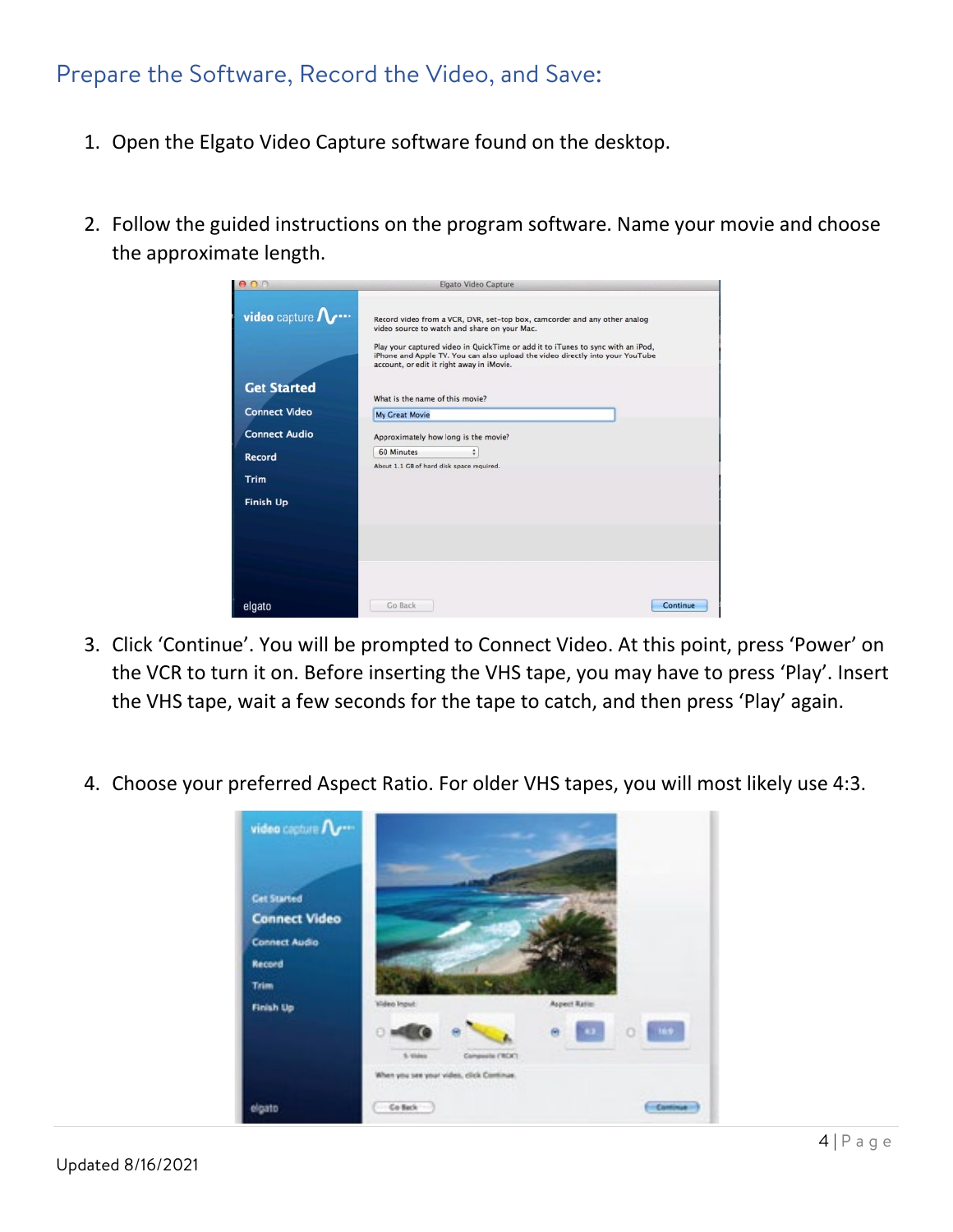## Prepare the Software, Record the Video, and Save:

1. Open the Elgato Video Capture software found on the desktop.

2. Follow the guided instructions on the program software. Name your movie and choose the approximate length.

3. Click 'Continue'. You will be prompted to Connect Video. At this point, press 'Power' on the VCR to turn it on. Before inserting the VHS tape, you may have to press 'Play'. Insert the VHS tape, wait a few seconds for the tape to catch, and then press 'Play' again.

4. Choose your preferred Aspect Ratio. For older VHS tapes, you will most likely use 4:3.

Updated 8/16/2021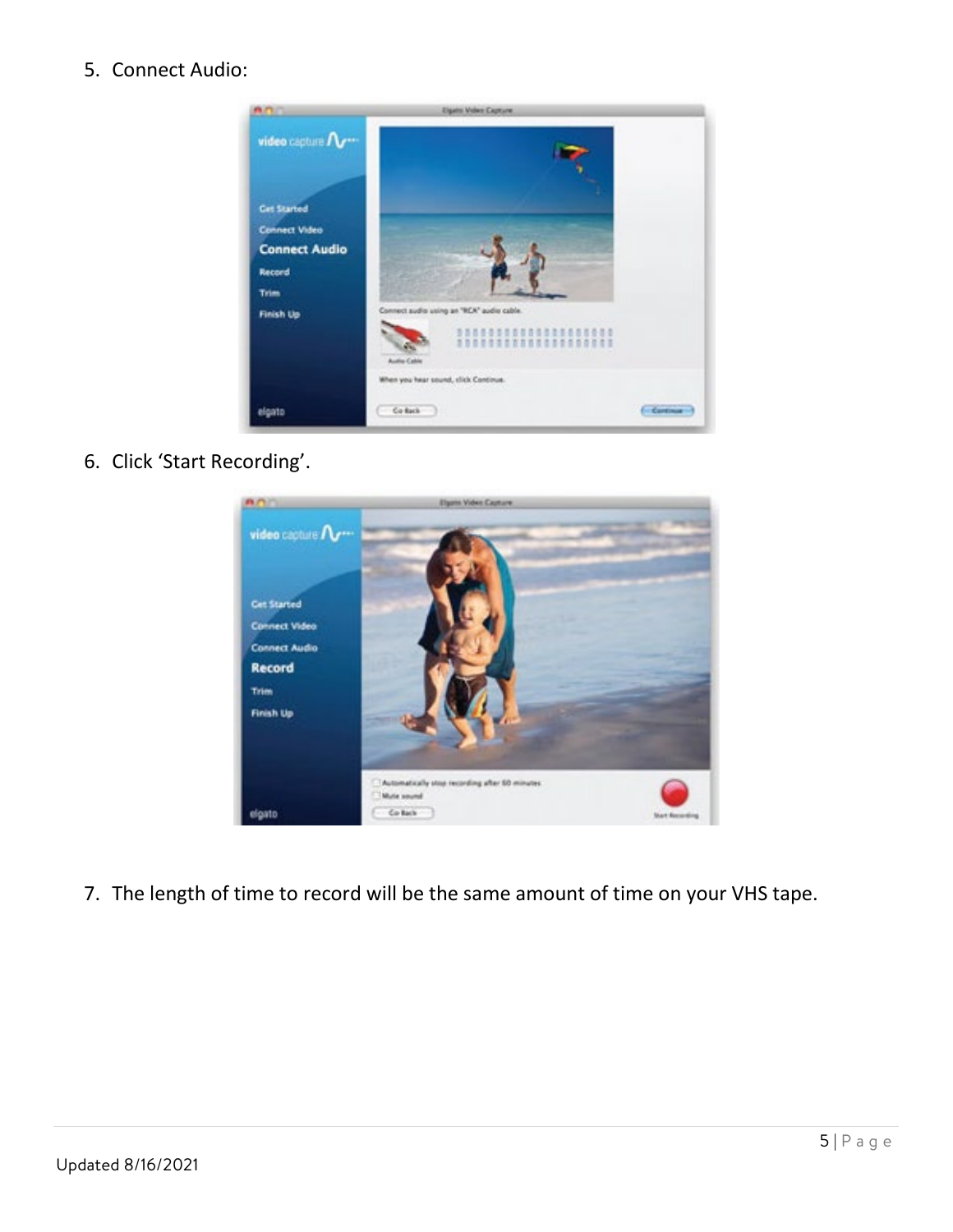5. Connect Audio:

6. Click 'Start Recording'.

7. The length of time to record will be the same amount of time on your VHS tape.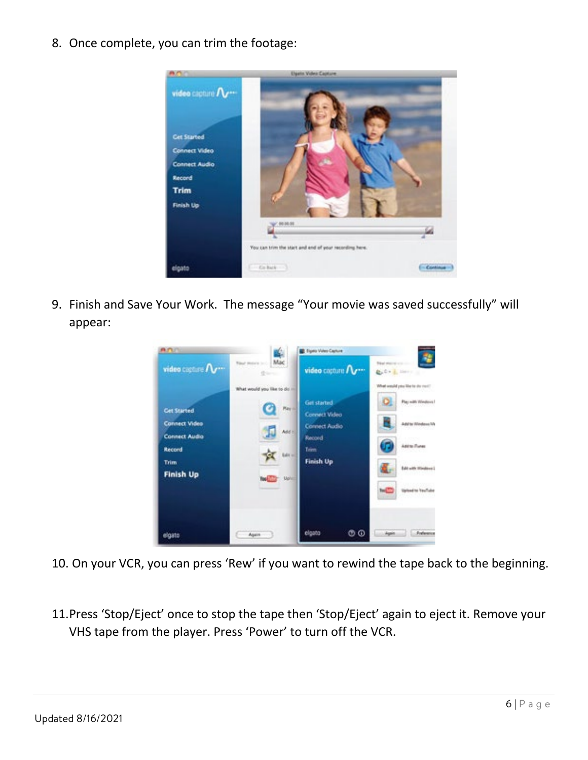8. Once complete, you can trim the footage:

9. Finish and Save Your Work. The message "Your movie was saved successfully" will appear:

10. On your VCR, you can press 'Rew' if you want to rewind the tape back to the beginning.

11. Press 'Stop/Eject' once to stop the tape then 'Stop/Eject' again to eject it. Remove your VHS tape from the player. Press 'Power' to turn off the VCR.

Updated 8/16/2021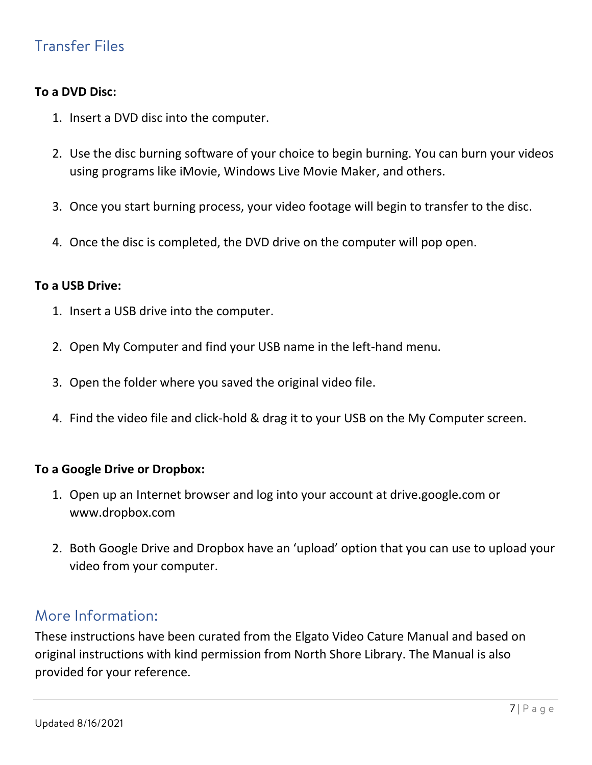## Transfer Files

**To a DVD Disc:**

1. Insert a DVD disc into the computer.

2. Use the disc burning software of your choice to begin burning. You can burn your videos using programs like iMovie, Windows Live Movie Maker, and others.

3. Once you start burning process, your video footage will begin to transfer to the disc.

4. Once the disc is completed, the DVD drive on the computer will pop open.

**To a USB Drive:**

1. Insert a USB drive into the computer.

2. Open My Computer and find your USB name in the left-hand menu.

3. Open the folder where you saved the original video file.

4. Find the video file and click-hold & drag it to your USB on the My Computer screen.

**To a Google Drive or Dropbox:**

1. Open up an Internet browser and log into your account at drive.google.com or www.dropbox.com

2. Both Google Drive and Dropbox have an 'upload' option that you can use to upload your video from your computer.

## More Information:

These instructions have been curated from the Elgato Video Cature Manual and based on original instructions with kind permission from North Shore Library. The Manual is also provided for your reference.

Updated 8/16/2021